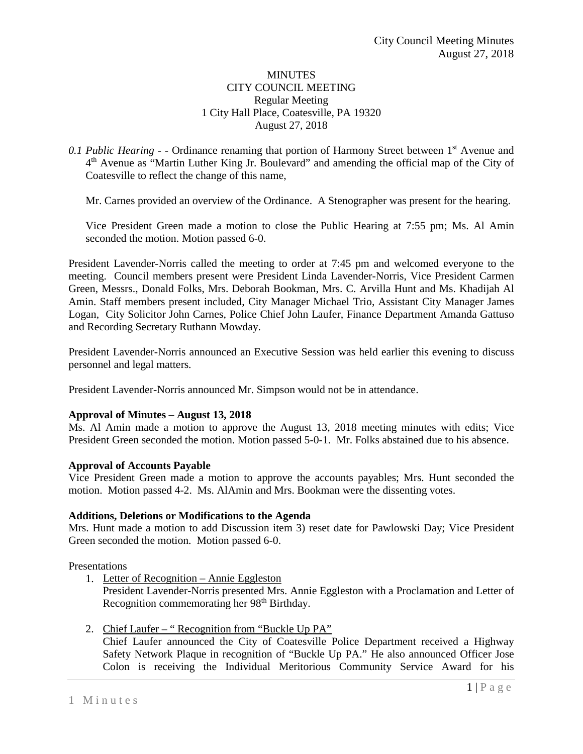MINUTES
CITY COUNCIL MEETING
Regular Meeting
1 City Hall Place, Coatesville, PA 19320
August 27, 2018

*0.1 Public Hearing* - - Ordinance renaming that portion of Harmony Street between 1st Avenue and 4th Avenue as "Martin Luther King Jr. Boulevard" and amending the official map of the City of Coatesville to reflect the change of this name,

Mr. Carnes provided an overview of the Ordinance. A Stenographer was present for the hearing.

Vice President Green made a motion to close the Public Hearing at 7:55 pm; Ms. Al Amin seconded the motion. Motion passed 6-0.

President Lavender-Norris called the meeting to order at 7:45 pm and welcomed everyone to the meeting. Council members present were President Linda Lavender-Norris, Vice President Carmen Green, Messrs., Donald Folks, Mrs. Deborah Bookman, Mrs. C. Arvilla Hunt and Ms. Khadijah Al Amin. Staff members present included, City Manager Michael Trio, Assistant City Manager James Logan, City Solicitor John Carnes, Police Chief John Laufer, Finance Department Amanda Gattuso and Recording Secretary Ruthann Mowday.

President Lavender-Norris announced an Executive Session was held earlier this evening to discuss personnel and legal matters.

President Lavender-Norris announced Mr. Simpson would not be in attendance.

**Approval of Minutes – August 13, 2018**
Ms. Al Amin made a motion to approve the August 13, 2018 meeting minutes with edits; Vice President Green seconded the motion. Motion passed 5-0-1. Mr. Folks abstained due to his absence.

**Approval of Accounts Payable**
Vice President Green made a motion to approve the accounts payables; Mrs. Hunt seconded the motion. Motion passed 4-2. Ms. AlAmin and Mrs. Bookman were the dissenting votes.

**Additions, Deletions or Modifications to the Agenda**
Mrs. Hunt made a motion to add Discussion item 3) reset date for Pawlowski Day; Vice President Green seconded the motion. Motion passed 6-0.

Presentations

1. Letter of Recognition – Annie Eggleston
   President Lavender-Norris presented Mrs. Annie Eggleston with a Proclamation and Letter of Recognition commemorating her 98th Birthday.

2. Chief Laufer – " Recognition from "Buckle Up PA"
   Chief Laufer announced the City of Coatesville Police Department received a Highway Safety Network Plaque in recognition of "Buckle Up PA." He also announced Officer Jose Colon is receiving the Individual Meritorious Community Service Award for his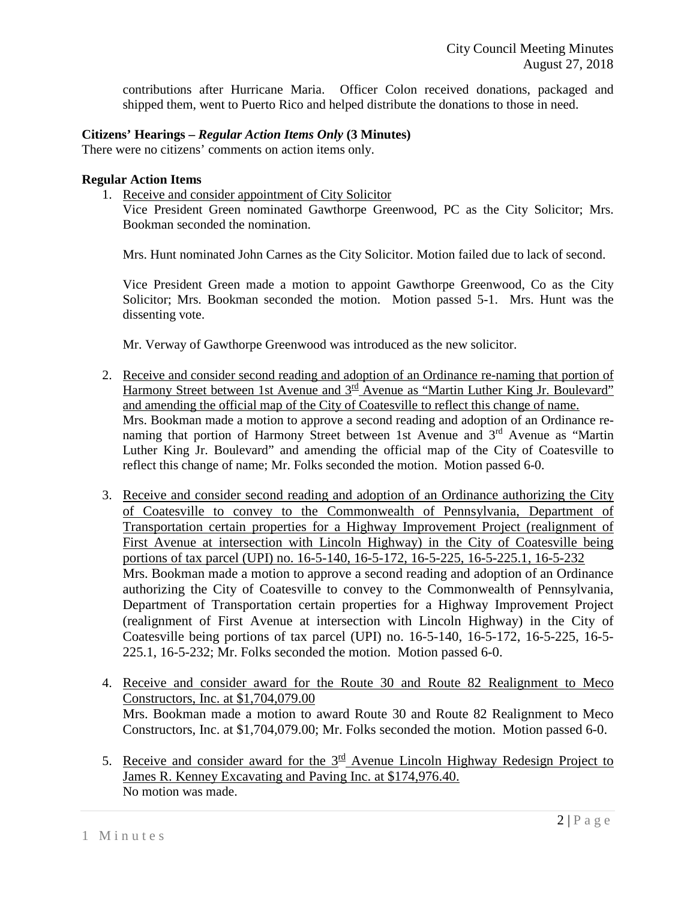contributions after Hurricane Maria. Officer Colon received donations, packaged and shipped them, went to Puerto Rico and helped distribute the donations to those in need.

**Citizens' Hearings –** ***Regular Action Items Only*** **(3 Minutes)**
There were no citizens' comments on action items only.

**Regular Action Items**

1. Receive and consider appointment of City Solicitor
   Vice President Green nominated Gawthorpe Greenwood, PC as the City Solicitor; Mrs. Bookman seconded the nomination.

   Mrs. Hunt nominated John Carnes as the City Solicitor. Motion failed due to lack of second.

   Vice President Green made a motion to appoint Gawthorpe Greenwood, Co as the City Solicitor; Mrs. Bookman seconded the motion. Motion passed 5-1. Mrs. Hunt was the dissenting vote.

   Mr. Verway of Gawthorpe Greenwood was introduced as the new solicitor.

2. Receive and consider second reading and adoption of an Ordinance re-naming that portion of Harmony Street between 1st Avenue and 3rd Avenue as "Martin Luther King Jr. Boulevard" and amending the official map of the City of Coatesville to reflect this change of name.
   Mrs. Bookman made a motion to approve a second reading and adoption of an Ordinance re-naming that portion of Harmony Street between 1st Avenue and 3rd Avenue as "Martin Luther King Jr. Boulevard" and amending the official map of the City of Coatesville to reflect this change of name; Mr. Folks seconded the motion. Motion passed 6-0.

3. Receive and consider second reading and adoption of an Ordinance authorizing the City of Coatesville to convey to the Commonwealth of Pennsylvania, Department of Transportation certain properties for a Highway Improvement Project (realignment of First Avenue at intersection with Lincoln Highway) in the City of Coatesville being portions of tax parcel (UPI) no. 16-5-140, 16-5-172, 16-5-225, 16-5-225.1, 16-5-232
   Mrs. Bookman made a motion to approve a second reading and adoption of an Ordinance authorizing the City of Coatesville to convey to the Commonwealth of Pennsylvania, Department of Transportation certain properties for a Highway Improvement Project (realignment of First Avenue at intersection with Lincoln Highway) in the City of Coatesville being portions of tax parcel (UPI) no. 16-5-140, 16-5-172, 16-5-225, 16-5-225.1, 16-5-232; Mr. Folks seconded the motion. Motion passed 6-0.

4. Receive and consider award for the Route 30 and Route 82 Realignment to Meco Constructors, Inc. at $1,704,079.00
   Mrs. Bookman made a motion to award Route 30 and Route 82 Realignment to Meco Constructors, Inc. at $1,704,079.00; Mr. Folks seconded the motion. Motion passed 6-0.

5. Receive and consider award for the 3rd Avenue Lincoln Highway Redesign Project to James R. Kenney Excavating and Paving Inc. at $174,976.40.
   No motion was made.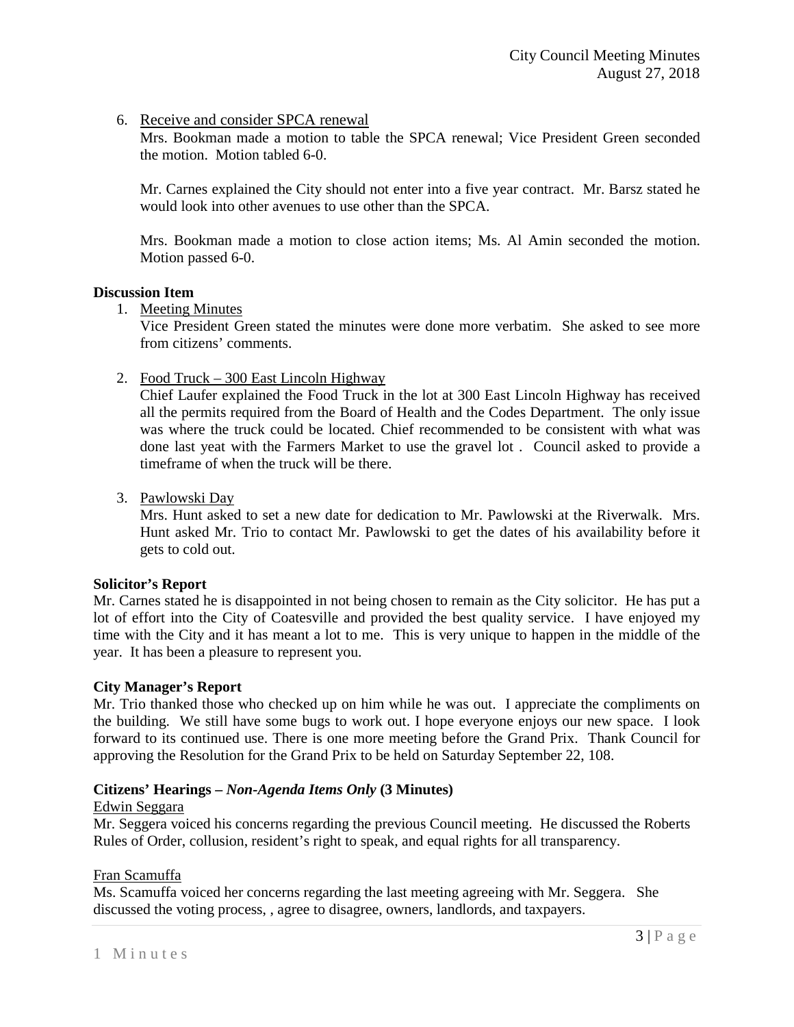6. Receive and consider SPCA renewal

   Mrs. Bookman made a motion to table the SPCA renewal; Vice President Green seconded the motion. Motion tabled 6-0.

   Mr. Carnes explained the City should not enter into a five year contract. Mr. Barsz stated he would look into other avenues to use other than the SPCA.

   Mrs. Bookman made a motion to close action items; Ms. Al Amin seconded the motion. Motion passed 6-0.

**Discussion Item**

1. Meeting Minutes

   Vice President Green stated the minutes were done more verbatim. She asked to see more from citizens' comments.

2. Food Truck – 300 East Lincoln Highway

   Chief Laufer explained the Food Truck in the lot at 300 East Lincoln Highway has received all the permits required from the Board of Health and the Codes Department. The only issue was where the truck could be located. Chief recommended to be consistent with what was done last yeat with the Farmers Market to use the gravel lot . Council asked to provide a timeframe of when the truck will be there.

3. Pawlowski Day

   Mrs. Hunt asked to set a new date for dedication to Mr. Pawlowski at the Riverwalk. Mrs. Hunt asked Mr. Trio to contact Mr. Pawlowski to get the dates of his availability before it gets to cold out.

**Solicitor's Report**

Mr. Carnes stated he is disappointed in not being chosen to remain as the City solicitor. He has put a lot of effort into the City of Coatesville and provided the best quality service. I have enjoyed my time with the City and it has meant a lot to me. This is very unique to happen in the middle of the year. It has been a pleasure to represent you.

**City Manager's Report**

Mr. Trio thanked those who checked up on him while he was out. I appreciate the compliments on the building. We still have some bugs to work out. I hope everyone enjoys our new space. I look forward to its continued use. There is one more meeting before the Grand Prix. Thank Council for approving the Resolution for the Grand Prix to be held on Saturday September 22, 108.

**Citizens' Hearings –** ***Non-Agenda Items Only*** **(3 Minutes)**

Edwin Seggara

Mr. Seggera voiced his concerns regarding the previous Council meeting. He discussed the Roberts Rules of Order, collusion, resident's right to speak, and equal rights for all transparency.

Fran Scamuffa

Ms. Scamuffa voiced her concerns regarding the last meeting agreeing with Mr. Seggera. She discussed the voting process, , agree to disagree, owners, landlords, and taxpayers.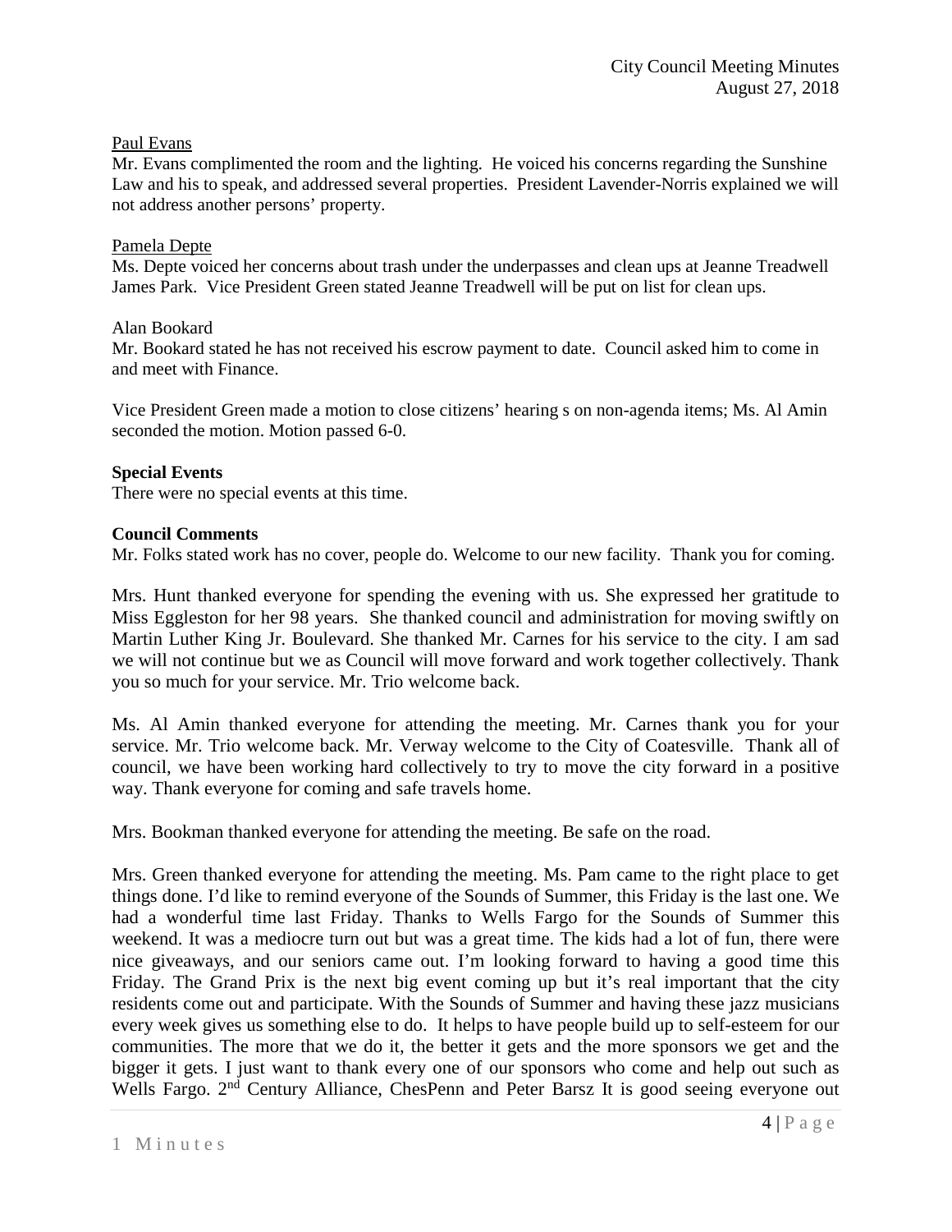Paul Evans

Mr. Evans complimented the room and the lighting. He voiced his concerns regarding the Sunshine Law and his to speak, and addressed several properties. President Lavender-Norris explained we will not address another persons' property.

Pamela Depte

Ms. Depte voiced her concerns about trash under the underpasses and clean ups at Jeanne Treadwell James Park. Vice President Green stated Jeanne Treadwell will be put on list for clean ups.

Alan Bookard

Mr. Bookard stated he has not received his escrow payment to date. Council asked him to come in and meet with Finance.

Vice President Green made a motion to close citizens' hearing s on non-agenda items; Ms. Al Amin seconded the motion. Motion passed 6-0.

**Special Events**

There were no special events at this time.

**Council Comments**

Mr. Folks stated work has no cover, people do. Welcome to our new facility. Thank you for coming.

Mrs. Hunt thanked everyone for spending the evening with us. She expressed her gratitude to Miss Eggleston for her 98 years. She thanked council and administration for moving swiftly on Martin Luther King Jr. Boulevard. She thanked Mr. Carnes for his service to the city. I am sad we will not continue but we as Council will move forward and work together collectively. Thank you so much for your service. Mr. Trio welcome back.

Ms. Al Amin thanked everyone for attending the meeting. Mr. Carnes thank you for your service. Mr. Trio welcome back. Mr. Verway welcome to the City of Coatesville. Thank all of council, we have been working hard collectively to try to move the city forward in a positive way. Thank everyone for coming and safe travels home.

Mrs. Bookman thanked everyone for attending the meeting. Be safe on the road.

Mrs. Green thanked everyone for attending the meeting. Ms. Pam came to the right place to get things done. I'd like to remind everyone of the Sounds of Summer, this Friday is the last one. We had a wonderful time last Friday. Thanks to Wells Fargo for the Sounds of Summer this weekend. It was a mediocre turn out but was a great time. The kids had a lot of fun, there were nice giveaways, and our seniors came out. I'm looking forward to having a good time this Friday. The Grand Prix is the next big event coming up but it's real important that the city residents come out and participate. With the Sounds of Summer and having these jazz musicians every week gives us something else to do. It helps to have people build up to self-esteem for our communities. The more that we do it, the better it gets and the more sponsors we get and the bigger it gets. I just want to thank every one of our sponsors who come and help out such as Wells Fargo. 2nd Century Alliance, ChesPenn and Peter Barsz It is good seeing everyone out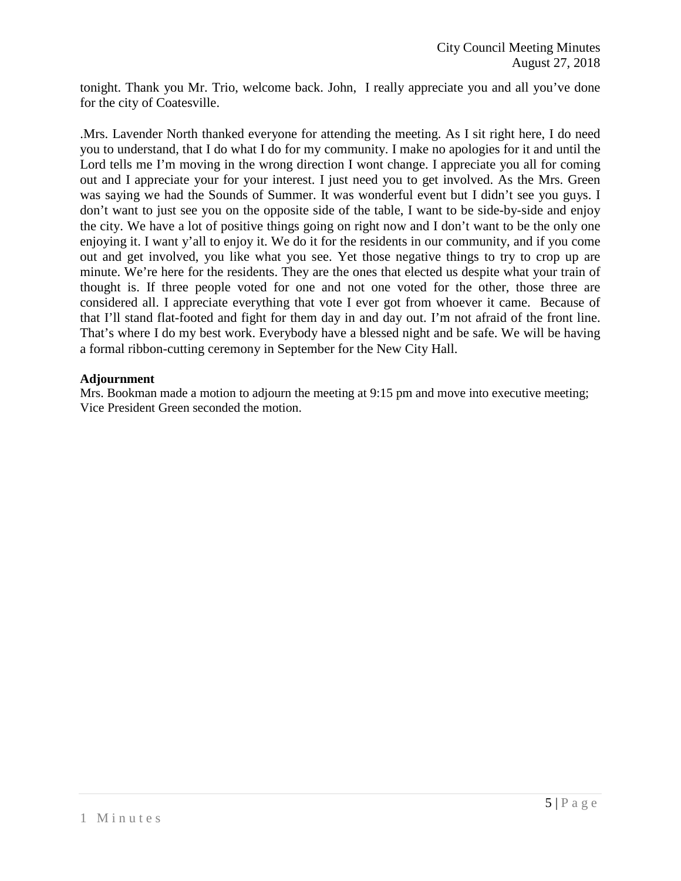tonight. Thank you Mr. Trio, welcome back. John,  I really appreciate you and all you've done for the city of Coatesville.

.Mrs. Lavender North thanked everyone for attending the meeting. As I sit right here, I do need you to understand, that I do what I do for my community. I make no apologies for it and until the Lord tells me I'm moving in the wrong direction I wont change. I appreciate you all for coming out and I appreciate your for your interest. I just need you to get involved. As the Mrs. Green was saying we had the Sounds of Summer. It was wonderful event but I didn't see you guys. I don't want to just see you on the opposite side of the table, I want to be side-by-side and enjoy the city. We have a lot of positive things going on right now and I don't want to be the only one enjoying it. I want y'all to enjoy it. We do it for the residents in our community, and if you come out and get involved, you like what you see. Yet those negative things to try to crop up are minute. We're here for the residents. They are the ones that elected us despite what your train of thought is. If three people voted for one and not one voted for the other, those three are considered all. I appreciate everything that vote I ever got from whoever it came.  Because of that I'll stand flat-footed and fight for them day in and day out. I'm not afraid of the front line. That's where I do my best work. Everybody have a blessed night and be safe. We will be having a formal ribbon-cutting ceremony in September for the New City Hall.

**Adjournment**

Mrs. Bookman made a motion to adjourn the meeting at 9:15 pm and move into executive meeting; Vice President Green seconded the motion.